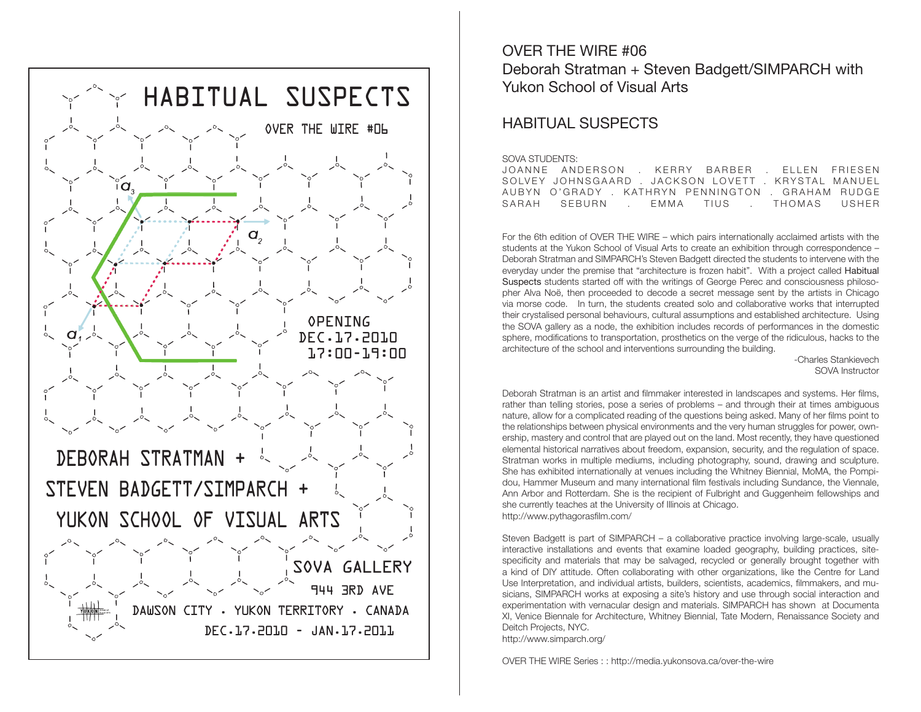# HABITUAL SUSPECTS

OVER THE WIRE #06

OPENING
DEC.17.2010
17:00-19:00

DEBORAH STRATMAN +
STEVEN BADGETT/SIMPARCH +
YUKON SCHOOL OF VISUAL ARTS

SOVA GALLERY
944 3RD AVE
DAWSON CITY . YUKON TERRITORY . CANADA
DEC.17.2010 - JAN.17.2011

## OVER THE WIRE #06
## Deborah Stratman + Steven Badgett/SIMPARCH with Yukon School of Visual Arts

## HABITUAL SUSPECTS

SOVA STUDENTS:
JOANNE ANDERSON . KERRY BARBER . ELLEN FRIESEN
SOLVEY JOHNSGAARD . JACKSON LOVETT . KRYSTAL MANUEL
AUBYN O'GRADY . KATHRYN PENNINGTON . GRAHAM RUDGE
SARAH SEBURN . EMMA TIUS . THOMAS USHER

For the 6th edition of OVER THE WIRE – which pairs internationally acclaimed artists with the students at the Yukon School of Visual Arts to create an exhibition through correspondence – Deborah Stratman and SIMPARCH's Steven Badgett directed the students to intervene with the everyday under the premise that "architecture is frozen habit". With a project called Habitual Suspects students started off with the writings of George Perec and consciousness philosopher Alva Noë, then proceeded to decode a secret message sent by the artists in Chicago via morse code. In turn, the students created solo and collaborative works that interrupted their crystalised personal behaviours, cultural assumptions and established architecture. Using the SOVA gallery as a node, the exhibition includes records of performances in the domestic sphere, modifications to transportation, prosthetics on the verge of the ridiculous, hacks to the architecture of the school and interventions surrounding the building.

-Charles Stankievech
SOVA Instructor

Deborah Stratman is an artist and filmmaker interested in landscapes and systems. Her films, rather than telling stories, pose a series of problems – and through their at times ambiguous nature, allow for a complicated reading of the questions being asked. Many of her films point to the relationships between physical environments and the very human struggles for power, ownership, mastery and control that are played out on the land. Most recently, they have questioned elemental historical narratives about freedom, expansion, security, and the regulation of space. Stratman works in multiple mediums, including photography, sound, drawing and sculpture. She has exhibited internationally at venues including the Whitney Biennial, MoMA, the Pompidou, Hammer Museum and many international film festivals including Sundance, the Viennale, Ann Arbor and Rotterdam. She is the recipient of Fulbright and Guggenheim fellowships and she currently teaches at the University of Illinois at Chicago.
http://www.pythagorasfilm.com/

Steven Badgett is part of SIMPARCH – a collaborative practice involving large-scale, usually interactive installations and events that examine loaded geography, building practices, site-specificity and materials that may be salvaged, recycled or generally brought together with a kind of DIY attitude. Often collaborating with other organizations, like the Centre for Land Use Interpretation, and individual artists, builders, scientists, academics, filmmakers, and musicians, SIMPARCH works at exposing a site's history and use through social interaction and experimentation with vernacular design and materials. SIMPARCH has shown at Documenta XI, Venice Biennale for Architecture, Whitney Biennial, Tate Modern, Renaissance Society and Deitch Projects, NYC.
http://www.simparch.org/

OVER THE WIRE Series : : http://media.yukonsova.ca/over-the-wire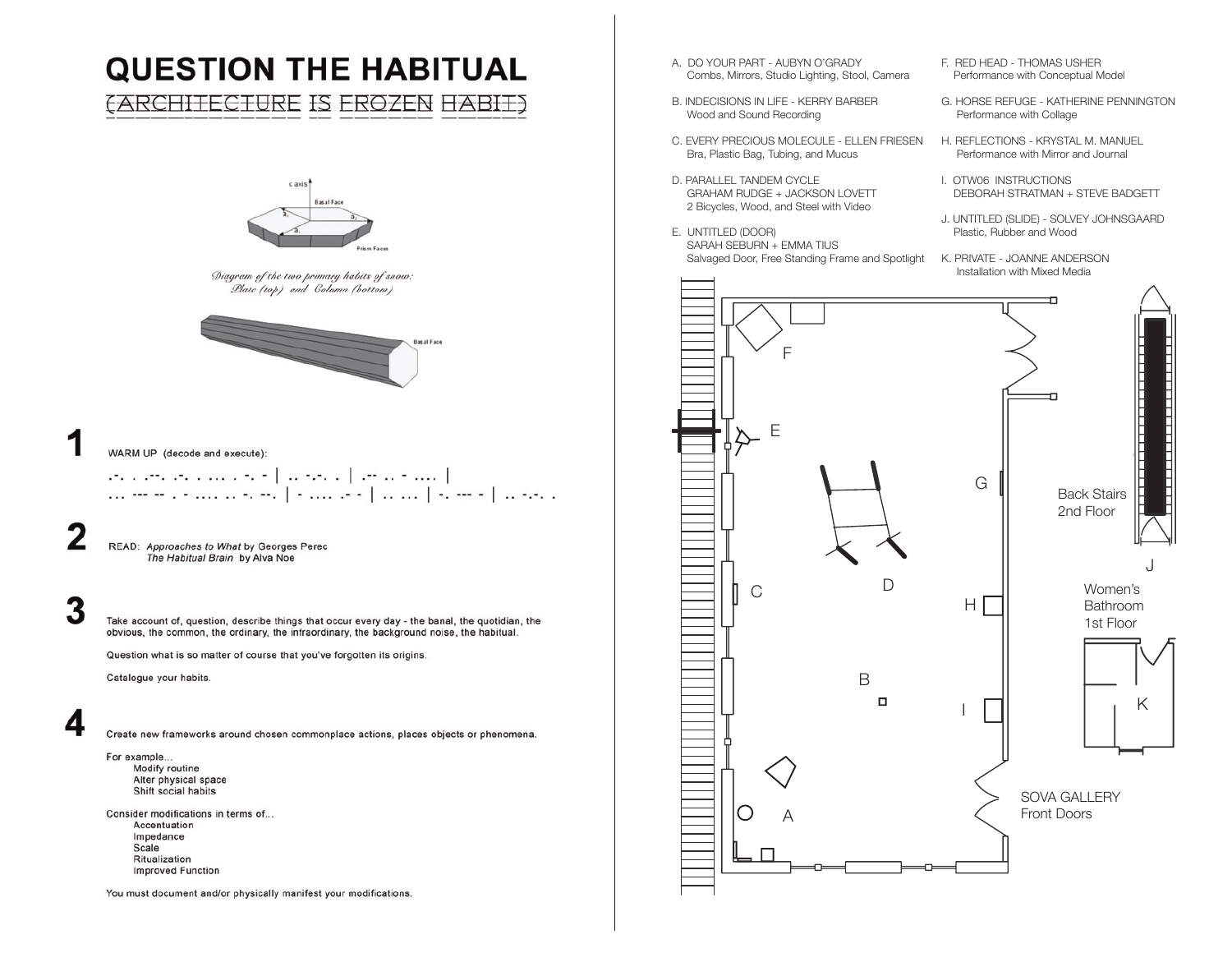# QUESTION THE HABITUAL

(ARCHITECTURE IS FROZEN HABIT)

c axis

Basal Face

$a_1$

$a_2$

$a_3$

Prism Faces

*Diagram of the two primary habits of snow: Plate (top) and Column (bottom)*

Basal Face

**1** WARM UP (decode and execute):

.-. . .--. .-. . ... . -. - | .. -.-. . | .-- .. - .... |
... --- -- . - .... .. -. --. | - .... .- - | .. ... | -. --- - | .. -.-. .

**2** READ: *Approaches to What* by Georges Perec
*The Habitual Brain* by Alva Noe

**3** Take account of, question, describe things that occur every day - the banal, the quotidian, the obvious, the common, the ordinary, the infraordinary, the background noise, the habitual.

Question what is so matter of course that you've forgotten its origins.

Catalogue your habits.

**4** Create new frameworks around chosen commonplace actions, places objects or phenomena.

For example...
- Modify routine
- Alter physical space
- Shift social habits

Consider modifications in terms of...
- Accentuation
- Impedance
- Scale
- Ritualization
- Improved Function

You must document and/or physically manifest your modifications.

A. DO YOUR PART - AUBYN O'GRADY
Combs, Mirrors, Studio Lighting, Stool, Camera

B. INDECISIONS IN LIFE - KERRY BARBER
Wood and Sound Recording

C. EVERY PRECIOUS MOLECULE - ELLEN FRIESEN
Bra, Plastic Bag, Tubing, and Mucus

D. PARALLEL TANDEM CYCLE
GRAHAM RUDGE + JACKSON LOVETT
2 Bicycles, Wood, and Steel with Video

E. UNTITLED (DOOR)
SARAH SEBURN + EMMA TIUS
Salvaged Door, Free Standing Frame and Spotlight

F. RED HEAD - THOMAS USHER
Performance with Conceptual Model

G. HORSE REFUGE - KATHERINE PENNINGTON
Performance with Collage

H. REFLECTIONS - KRYSTAL M. MANUEL
Performance with Mirror and Journal

I. OTW06 INSTRUCTIONS
DEBORAH STRATMAN + STEVE BADGETT

J. UNTITLED (SLIDE) - SOLVEY JOHNSGAARD
Plastic, Rubber and Wood

K. PRIVATE - JOANNE ANDERSON
Installation with Mixed Media

F

E

G

Back Stairs
2nd Floor

J

C

D

H

Women's
Bathroom
1st Floor

B

I

K

A

SOVA GALLERY
Front Doors